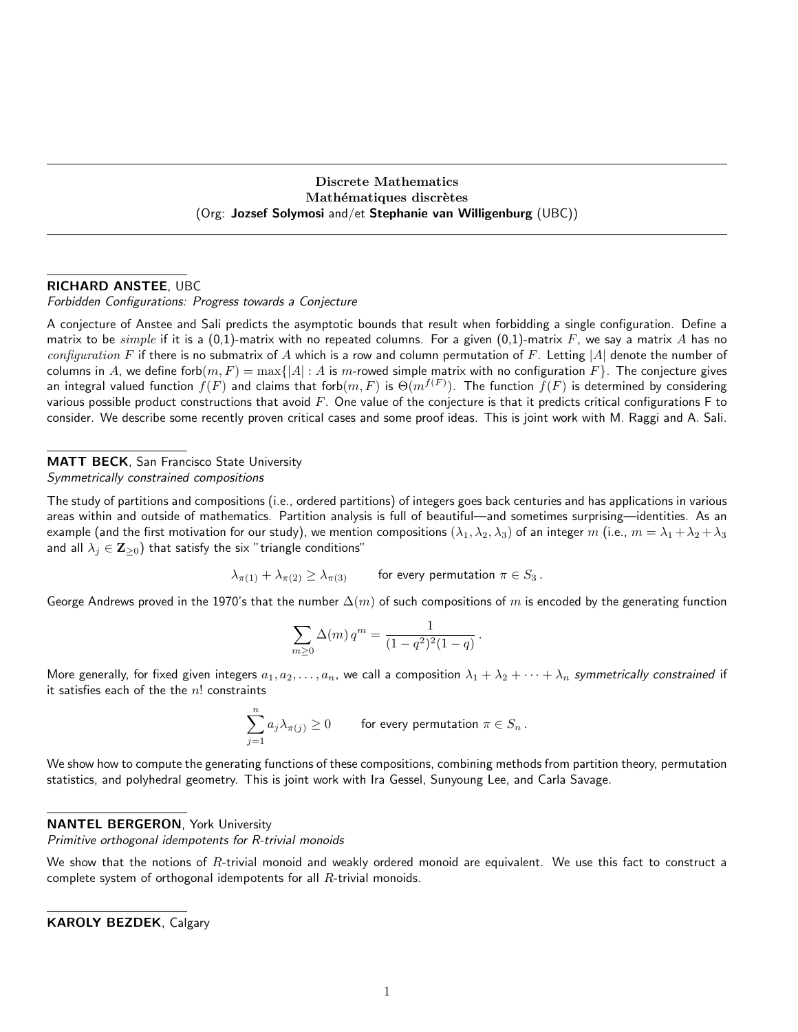## Discrete Mathematics
## Mathématiques discrètes
(Org: **Jozsef Solymosi** and/et **Stephanie van Willigenburg** (UBC))

---

**RICHARD ANSTEE**, UBC
*Forbidden Configurations: Progress towards a Conjecture*

A conjecture of Anstee and Sali predicts the asymptotic bounds that result when forbidding a single configuration. Define a matrix to be *simple* if it is a (0,1)-matrix with no repeated columns. For a given (0,1)-matrix $F$, we say a matrix $A$ has no *configuration* $F$ if there is no submatrix of $A$ which is a row and column permutation of $F$. Letting $|A|$ denote the number of columns in $A$, we define $\mathrm{forb}(m, F) = \max\{|A| : A$ is $m$-rowed simple matrix with no configuration $F\}$. The conjecture gives an integral valued function $f(F)$ and claims that $\mathrm{forb}(m, F)$ is $\Theta(m^{f(F)})$. The function $f(F)$ is determined by considering various possible product constructions that avoid $F$. One value of the conjecture is that it predicts critical configurations F to consider. We describe some recently proven critical cases and some proof ideas. This is joint work with M. Raggi and A. Sali.

**MATT BECK**, San Francisco State University
*Symmetrically constrained compositions*

The study of partitions and compositions (i.e., ordered partitions) of integers goes back centuries and has applications in various areas within and outside of mathematics. Partition analysis is full of beautiful—and sometimes surprising—identities. As an example (and the first motivation for our study), we mention compositions $(\lambda_1, \lambda_2, \lambda_3)$ of an integer $m$ (i.e., $m = \lambda_1 + \lambda_2 + \lambda_3$ and all $\lambda_j \in \mathbf{Z}_{\geq 0}$) that satisfy the six "triangle conditions"

$$\lambda_{\pi(1)} + \lambda_{\pi(2)} \geq \lambda_{\pi(3)} \qquad \text{for every permutation } \pi \in S_3 .$$

George Andrews proved in the 1970's that the number $\Delta(m)$ of such compositions of $m$ is encoded by the generating function

$$\sum_{m \geq 0} \Delta(m)\, q^m = \frac{1}{(1-q^2)^2(1-q)} .$$

More generally, for fixed given integers $a_1, a_2, \ldots, a_n$, we call a composition $\lambda_1 + \lambda_2 + \cdots + \lambda_n$ *symmetrically constrained* if it satisfies each of the the $n!$ constraints

$$\sum_{j=1}^{n} a_j \lambda_{\pi(j)} \geq 0 \qquad \text{for every permutation } \pi \in S_n .$$

We show how to compute the generating functions of these compositions, combining methods from partition theory, permutation statistics, and polyhedral geometry. This is joint work with Ira Gessel, Sunyoung Lee, and Carla Savage.

**NANTEL BERGERON**, York University
*Primitive orthogonal idempotents for R-trivial monoids*

We show that the notions of $R$-trivial monoid and weakly ordered monoid are equivalent. We use this fact to construct a complete system of orthogonal idempotents for all $R$-trivial monoids.

**KAROLY BEZDEK**, Calgary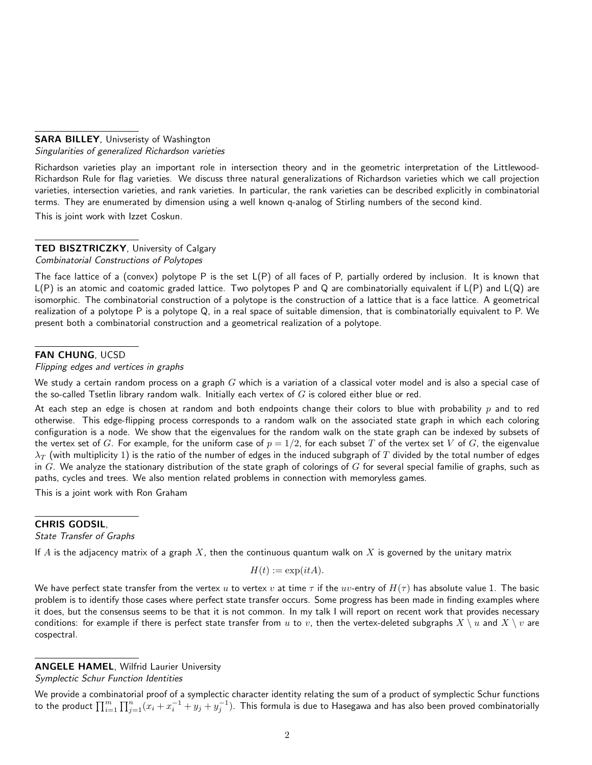**SARA BILLEY**, Univseristy of Washington
*Singularities of generalized Richardson varieties*

Richardson varieties play an important role in intersection theory and in the geometric interpretation of the Littlewood-Richardson Rule for flag varieties. We discuss three natural generalizations of Richardson varieties which we call projection varieties, intersection varieties, and rank varieties. In particular, the rank varieties can be described explicitly in combinatorial terms. They are enumerated by dimension using a well known q-analog of Stirling numbers of the second kind.

This is joint work with Izzet Coskun.

**TED BISZTRICZKY**, University of Calgary
*Combinatorial Constructions of Polytopes*

The face lattice of a (convex) polytope P is the set L(P) of all faces of P, partially ordered by inclusion. It is known that L(P) is an atomic and coatomic graded lattice. Two polytopes P and Q are combinatorially equivalent if L(P) and L(Q) are isomorphic. The combinatorial construction of a polytope is the construction of a lattice that is a face lattice. A geometrical realization of a polytope P is a polytope Q, in a real space of suitable dimension, that is combinatorially equivalent to P. We present both a combinatorial construction and a geometrical realization of a polytope.

**FAN CHUNG**, UCSD
*Flipping edges and vertices in graphs*

We study a certain random process on a graph $G$ which is a variation of a classical voter model and is also a special case of the so-called Tsetlin library random walk. Initially each vertex of $G$ is colored either blue or red.

At each step an edge is chosen at random and both endpoints change their colors to blue with probability $p$ and to red otherwise. This edge-flipping process corresponds to a random walk on the associated state graph in which each coloring configuration is a node. We show that the eigenvalues for the random walk on the state graph can be indexed by subsets of the vertex set of $G$. For example, for the uniform case of $p = 1/2$, for each subset $T$ of the vertex set $V$ of $G$, the eigenvalue $\lambda_T$ (with multiplicity 1) is the ratio of the number of edges in the induced subgraph of $T$ divided by the total number of edges in $G$. We analyze the stationary distribution of the state graph of colorings of $G$ for several special familie of graphs, such as paths, cycles and trees. We also mention related problems in connection with memoryless games.

This is a joint work with Ron Graham

**CHRIS GODSIL**,
*State Transfer of Graphs*

If $A$ is the adjacency matrix of a graph $X$, then the continuous quantum walk on $X$ is governed by the unitary matrix

$$H(t) := \exp(itA).$$

We have perfect state transfer from the vertex $u$ to vertex $v$ at time $\tau$ if the $uv$-entry of $H(\tau)$ has absolute value 1. The basic problem is to identify those cases where perfect state transfer occurs. Some progress has been made in finding examples where it does, but the consensus seems to be that it is not common. In my talk I will report on recent work that provides necessary conditions: for example if there is perfect state transfer from $u$ to $v$, then the vertex-deleted subgraphs $X \setminus u$ and $X \setminus v$ are cospectral.

**ANGELE HAMEL**, Wilfrid Laurier University
*Symplectic Schur Function Identities*

We provide a combinatorial proof of a symplectic character identity relating the sum of a product of symplectic Schur functions to the product $\prod_{i=1}^{m} \prod_{j=1}^{n} (x_i + x_i^{-1} + y_j + y_j^{-1})$. This formula is due to Hasegawa and has also been proved combinatorially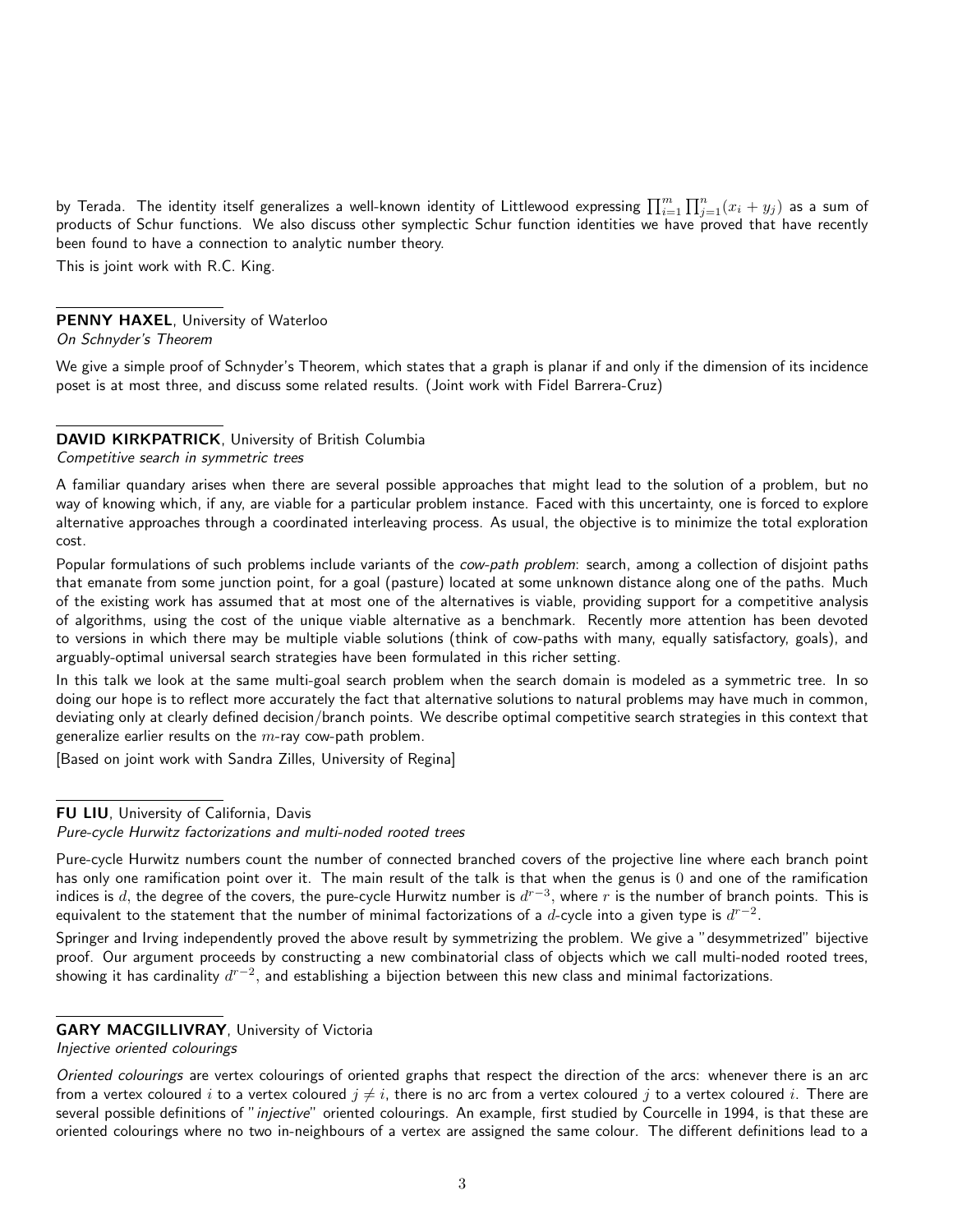by Terada. The identity itself generalizes a well-known identity of Littlewood expressing $\prod_{i=1}^{m}\prod_{j=1}^{n}(x_i + y_j)$ as a sum of products of Schur functions. We also discuss other symplectic Schur function identities we have proved that have recently been found to have a connection to analytic number theory.

This is joint work with R.C. King.

---

**PENNY HAXEL**, University of Waterloo
*On Schnyder's Theorem*

We give a simple proof of Schnyder's Theorem, which states that a graph is planar if and only if the dimension of its incidence poset is at most three, and discuss some related results. (Joint work with Fidel Barrera-Cruz)

---

**DAVID KIRKPATRICK**, University of British Columbia
*Competitive search in symmetric trees*

A familiar quandary arises when there are several possible approaches that might lead to the solution of a problem, but no way of knowing which, if any, are viable for a particular problem instance. Faced with this uncertainty, one is forced to explore alternative approaches through a coordinated interleaving process. As usual, the objective is to minimize the total exploration cost.

Popular formulations of such problems include variants of the *cow-path problem*: search, among a collection of disjoint paths that emanate from some junction point, for a goal (pasture) located at some unknown distance along one of the paths. Much of the existing work has assumed that at most one of the alternatives is viable, providing support for a competitive analysis of algorithms, using the cost of the unique viable alternative as a benchmark. Recently more attention has been devoted to versions in which there may be multiple viable solutions (think of cow-paths with many, equally satisfactory, goals), and arguably-optimal universal search strategies have been formulated in this richer setting.

In this talk we look at the same multi-goal search problem when the search domain is modeled as a symmetric tree. In so doing our hope is to reflect more accurately the fact that alternative solutions to natural problems may have much in common, deviating only at clearly defined decision/branch points. We describe optimal competitive search strategies in this context that generalize earlier results on the $m$-ray cow-path problem.

[Based on joint work with Sandra Zilles, University of Regina]

---

**FU LIU**, University of California, Davis
*Pure-cycle Hurwitz factorizations and multi-noded rooted trees*

Pure-cycle Hurwitz numbers count the number of connected branched covers of the projective line where each branch point has only one ramification point over it. The main result of the talk is that when the genus is $0$ and one of the ramification indices is $d$, the degree of the covers, the pure-cycle Hurwitz number is $d^{r-3}$, where $r$ is the number of branch points. This is equivalent to the statement that the number of minimal factorizations of a $d$-cycle into a given type is $d^{r-2}$.

Springer and Irving independently proved the above result by symmetrizing the problem. We give a "desymmetrized" bijective proof. Our argument proceeds by constructing a new combinatorial class of objects which we call multi-noded rooted trees, showing it has cardinality $d^{r-2}$, and establishing a bijection between this new class and minimal factorizations.

---

**GARY MACGILLIVRAY**, University of Victoria
*Injective oriented colourings*

*Oriented colourings* are vertex colourings of oriented graphs that respect the direction of the arcs: whenever there is an arc from a vertex coloured $i$ to a vertex coloured $j \neq i$, there is no arc from a vertex coloured $j$ to a vertex coloured $i$. There are several possible definitions of "*injective*" oriented colourings. An example, first studied by Courcelle in 1994, is that these are oriented colourings where no two in-neighbours of a vertex are assigned the same colour. The different definitions lead to a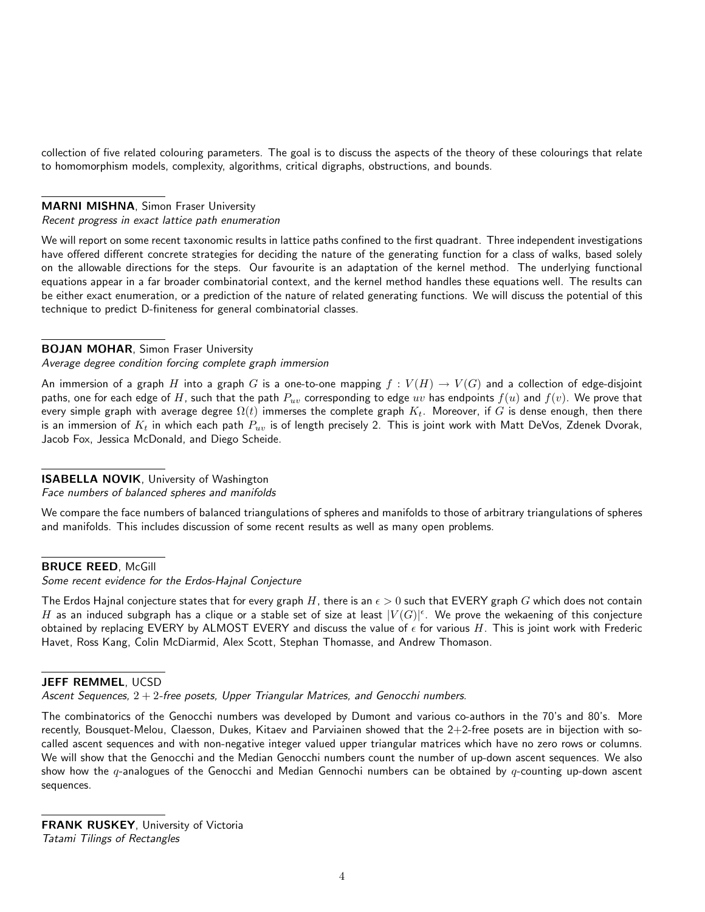collection of five related colouring parameters. The goal is to discuss the aspects of the theory of these colourings that relate to homomorphism models, complexity, algorithms, critical digraphs, obstructions, and bounds.

**MARNI MISHNA**, Simon Fraser University
*Recent progress in exact lattice path enumeration*

We will report on some recent taxonomic results in lattice paths confined to the first quadrant. Three independent investigations have offered different concrete strategies for deciding the nature of the generating function for a class of walks, based solely on the allowable directions for the steps. Our favourite is an adaptation of the kernel method. The underlying functional equations appear in a far broader combinatorial context, and the kernel method handles these equations well. The results can be either exact enumeration, or a prediction of the nature of related generating functions. We will discuss the potential of this technique to predict D-finiteness for general combinatorial classes.

**BOJAN MOHAR**, Simon Fraser University
*Average degree condition forcing complete graph immersion*

An immersion of a graph $H$ into a graph $G$ is a one-to-one mapping $f : V(H) \to V(G)$ and a collection of edge-disjoint paths, one for each edge of $H$, such that the path $P_{uv}$ corresponding to edge $uv$ has endpoints $f(u)$ and $f(v)$. We prove that every simple graph with average degree $\Omega(t)$ immerses the complete graph $K_t$. Moreover, if $G$ is dense enough, then there is an immersion of $K_t$ in which each path $P_{uv}$ is of length precisely 2. This is joint work with Matt DeVos, Zdenek Dvorak, Jacob Fox, Jessica McDonald, and Diego Scheide.

**ISABELLA NOVIK**, University of Washington
*Face numbers of balanced spheres and manifolds*

We compare the face numbers of balanced triangulations of spheres and manifolds to those of arbitrary triangulations of spheres and manifolds. This includes discussion of some recent results as well as many open problems.

**BRUCE REED**, McGill
*Some recent evidence for the Erdos-Hajnal Conjecture*

The Erdos Hajnal conjecture states that for every graph $H$, there is an $\epsilon > 0$ such that EVERY graph $G$ which does not contain $H$ as an induced subgraph has a clique or a stable set of size at least $|V(G)|^{\epsilon}$. We prove the wekaening of this conjecture obtained by replacing EVERY by ALMOST EVERY and discuss the value of $\epsilon$ for various $H$. This is joint work with Frederic Havet, Ross Kang, Colin McDiarmid, Alex Scott, Stephan Thomasse, and Andrew Thomason.

**JEFF REMMEL**, UCSD
*Ascent Sequences, $2+2$-free posets, Upper Triangular Matrices, and Genocchi numbers.*

The combinatorics of the Genocchi numbers was developed by Dumont and various co-authors in the 70's and 80's. More recently, Bousquet-Melou, Claesson, Dukes, Kitaev and Parviainen showed that the 2+2-free posets are in bijection with so-called ascent sequences and with non-negative integer valued upper triangular matrices which have no zero rows or columns. We will show that the Genocchi and the Median Genocchi numbers count the number of up-down ascent sequences. We also show how the $q$-analogues of the Genocchi and Median Gennochi numbers can be obtained by $q$-counting up-down ascent sequences.

**FRANK RUSKEY**, University of Victoria
*Tatami Tilings of Rectangles*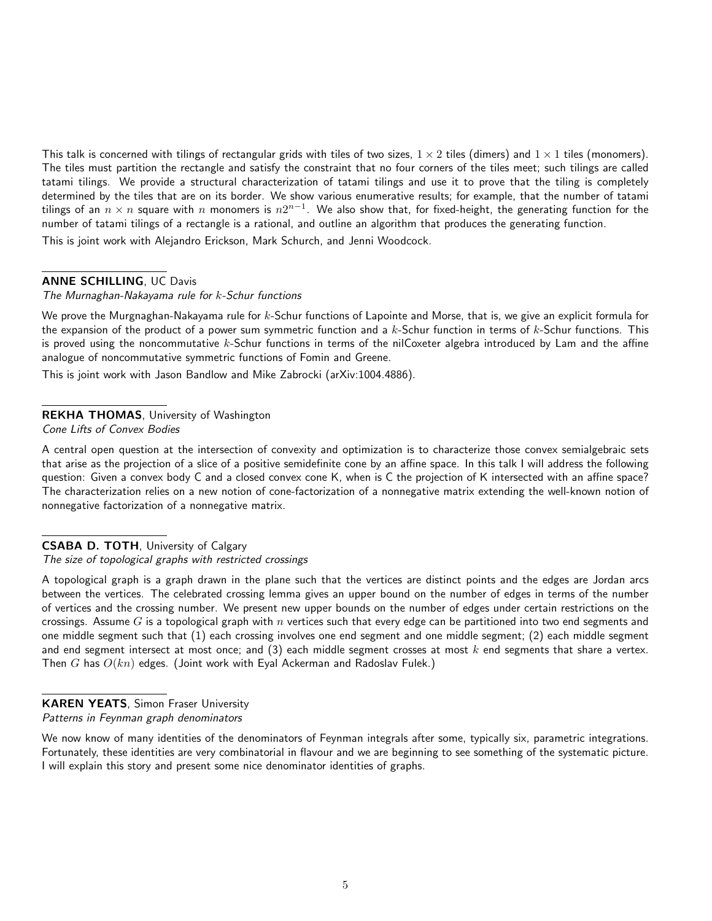This talk is concerned with tilings of rectangular grids with tiles of two sizes, $1 \times 2$ tiles (dimers) and $1 \times 1$ tiles (monomers). The tiles must partition the rectangle and satisfy the constraint that no four corners of the tiles meet; such tilings are called tatami tilings. We provide a structural characterization of tatami tilings and use it to prove that the tiling is completely determined by the tiles that are on its border. We show various enumerative results; for example, that the number of tatami tilings of an $n \times n$ square with $n$ monomers is $n2^{n-1}$. We also show that, for fixed-height, the generating function for the number of tatami tilings of a rectangle is a rational, and outline an algorithm that produces the generating function.

This is joint work with Alejandro Erickson, Mark Schurch, and Jenni Woodcock.

**ANNE SCHILLING**, UC Davis
*The Murnaghan-Nakayama rule for $k$-Schur functions*

We prove the Murgnaghan-Nakayama rule for $k$-Schur functions of Lapointe and Morse, that is, we give an explicit formula for the expansion of the product of a power sum symmetric function and a $k$-Schur function in terms of $k$-Schur functions. This is proved using the noncommutative $k$-Schur functions in terms of the nilCoxeter algebra introduced by Lam and the affine analogue of noncommutative symmetric functions of Fomin and Greene.

This is joint work with Jason Bandlow and Mike Zabrocki (arXiv:1004.4886).

**REKHA THOMAS**, University of Washington
*Cone Lifts of Convex Bodies*

A central open question at the intersection of convexity and optimization is to characterize those convex semialgebraic sets that arise as the projection of a slice of a positive semidefinite cone by an affine space. In this talk I will address the following question: Given a convex body C and a closed convex cone K, when is C the projection of K intersected with an affine space? The characterization relies on a new notion of cone-factorization of a nonnegative matrix extending the well-known notion of nonnegative factorization of a nonnegative matrix.

**CSABA D. TOTH**, University of Calgary
*The size of topological graphs with restricted crossings*

A topological graph is a graph drawn in the plane such that the vertices are distinct points and the edges are Jordan arcs between the vertices. The celebrated crossing lemma gives an upper bound on the number of edges in terms of the number of vertices and the crossing number. We present new upper bounds on the number of edges under certain restrictions on the crossings. Assume $G$ is a topological graph with $n$ vertices such that every edge can be partitioned into two end segments and one middle segment such that (1) each crossing involves one end segment and one middle segment; (2) each middle segment and end segment intersect at most once; and (3) each middle segment crosses at most $k$ end segments that share a vertex. Then $G$ has $O(kn)$ edges. (Joint work with Eyal Ackerman and Radoslav Fulek.)

**KAREN YEATS**, Simon Fraser University
*Patterns in Feynman graph denominators*

We now know of many identities of the denominators of Feynman integrals after some, typically six, parametric integrations. Fortunately, these identities are very combinatorial in flavour and we are beginning to see something of the systematic picture. I will explain this story and present some nice denominator identities of graphs.